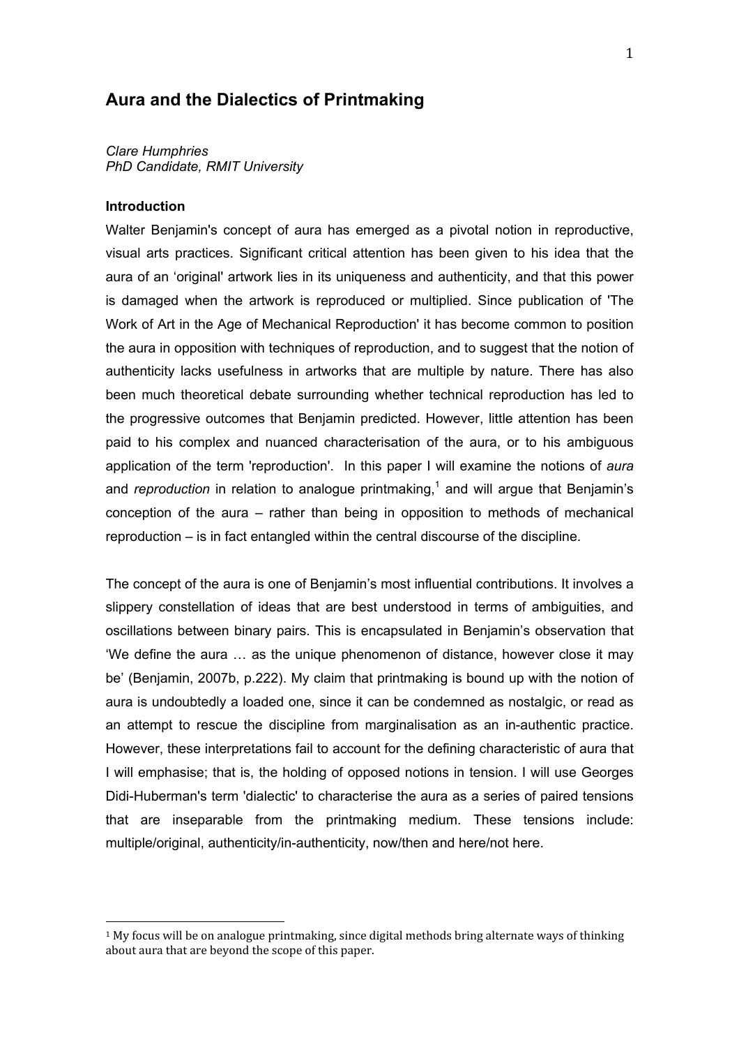# Aura and the Dialectics of Printmaking

*Clare Humphries*
*PhD Candidate, RMIT University*

### Introduction

Walter Benjamin's concept of aura has emerged as a pivotal notion in reproductive, visual arts practices. Significant critical attention has been given to his idea that the aura of an 'original' artwork lies in its uniqueness and authenticity, and that this power is damaged when the artwork is reproduced or multiplied. Since publication of 'The Work of Art in the Age of Mechanical Reproduction' it has become common to position the aura in opposition with techniques of reproduction, and to suggest that the notion of authenticity lacks usefulness in artworks that are multiple by nature. There has also been much theoretical debate surrounding whether technical reproduction has led to the progressive outcomes that Benjamin predicted. However, little attention has been paid to his complex and nuanced characterisation of the aura, or to his ambiguous application of the term 'reproduction'. In this paper I will examine the notions of *aura* and *reproduction* in relation to analogue printmaking,[1] and will argue that Benjamin's conception of the aura – rather than being in opposition to methods of mechanical reproduction – is in fact entangled within the central discourse of the discipline.

The concept of the aura is one of Benjamin's most influential contributions. It involves a slippery constellation of ideas that are best understood in terms of ambiguities, and oscillations between binary pairs. This is encapsulated in Benjamin's observation that 'We define the aura … as the unique phenomenon of distance, however close it may be' (Benjamin, 2007b, p.222). My claim that printmaking is bound up with the notion of aura is undoubtedly a loaded one, since it can be condemned as nostalgic, or read as an attempt to rescue the discipline from marginalisation as an in-authentic practice. However, these interpretations fail to account for the defining characteristic of aura that I will emphasise; that is, the holding of opposed notions in tension. I will use Georges Didi-Huberman's term 'dialectic' to characterise the aura as a series of paired tensions that are inseparable from the printmaking medium. These tensions include: multiple/original, authenticity/in-authenticity, now/then and here/not here.

[1] My focus will be on analogue printmaking, since digital methods bring alternate ways of thinking about aura that are beyond the scope of this paper.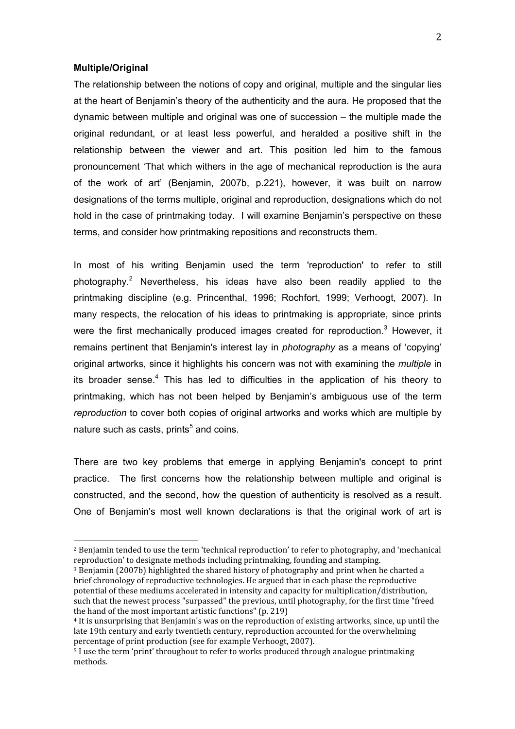**Multiple/Original**

The relationship between the notions of copy and original, multiple and the singular lies at the heart of Benjamin's theory of the authenticity and the aura. He proposed that the dynamic between multiple and original was one of succession – the multiple made the original redundant, or at least less powerful, and heralded a positive shift in the relationship between the viewer and art. This position led him to the famous pronouncement 'That which withers in the age of mechanical reproduction is the aura of the work of art' (Benjamin, 2007b, p.221), however, it was built on narrow designations of the terms multiple, original and reproduction, designations which do not hold in the case of printmaking today. I will examine Benjamin's perspective on these terms, and consider how printmaking repositions and reconstructs them.

In most of his writing Benjamin used the term 'reproduction' to refer to still photography.[2] Nevertheless, his ideas have also been readily applied to the printmaking discipline (e.g. Princenthal, 1996; Rochfort, 1999; Verhoogt, 2007). In many respects, the relocation of his ideas to printmaking is appropriate, since prints were the first mechanically produced images created for reproduction.[3] However, it remains pertinent that Benjamin's interest lay in *photography* as a means of 'copying' original artworks, since it highlights his concern was not with examining the *multiple* in its broader sense.[4] This has led to difficulties in the application of his theory to printmaking, which has not been helped by Benjamin's ambiguous use of the term *reproduction* to cover both copies of original artworks and works which are multiple by nature such as casts, prints[5] and coins.

There are two key problems that emerge in applying Benjamin's concept to print practice. The first concerns how the relationship between multiple and original is constructed, and the second, how the question of authenticity is resolved as a result. One of Benjamin's most well known declarations is that the original work of art is

---

[2] Benjamin tended to use the term 'technical reproduction' to refer to photography, and 'mechanical reproduction' to designate methods including printmaking, founding and stamping.

[3] Benjamin (2007b) highlighted the shared history of photography and print when he charted a brief chronology of reproductive technologies. He argued that in each phase the reproductive potential of these mediums accelerated in intensity and capacity for multiplication/distribution, such that the newest process "surpassed" the previous, until photography, for the first time "freed the hand of the most important artistic functions" (p. 219)

[4] It is unsurprising that Benjamin's was on the reproduction of existing artworks, since, up until the late 19th century and early twentieth century, reproduction accounted for the overwhelming percentage of print production (see for example Verhoogt, 2007).

[5] I use the term 'print' throughout to refer to works produced through analogue printmaking methods.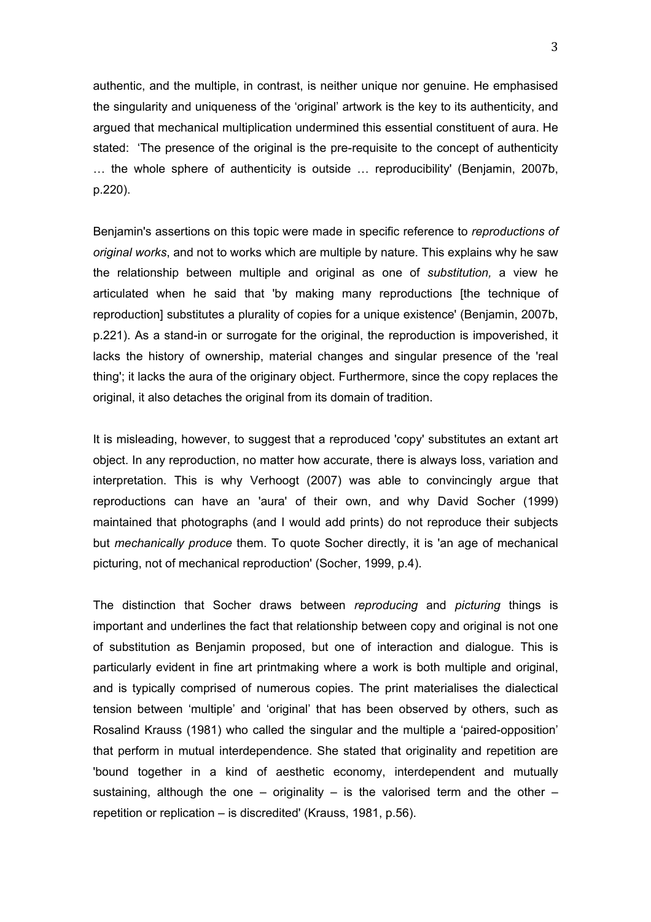authentic, and the multiple, in contrast, is neither unique nor genuine. He emphasised the singularity and uniqueness of the 'original' artwork is the key to its authenticity, and argued that mechanical multiplication undermined this essential constituent of aura. He stated: 'The presence of the original is the pre-requisite to the concept of authenticity … the whole sphere of authenticity is outside … reproducibility' (Benjamin, 2007b, p.220).

Benjamin's assertions on this topic were made in specific reference to *reproductions of original works*, and not to works which are multiple by nature. This explains why he saw the relationship between multiple and original as one of *substitution,* a view he articulated when he said that 'by making many reproductions [the technique of reproduction] substitutes a plurality of copies for a unique existence' (Benjamin, 2007b, p.221). As a stand-in or surrogate for the original, the reproduction is impoverished, it lacks the history of ownership, material changes and singular presence of the 'real thing'; it lacks the aura of the originary object. Furthermore, since the copy replaces the original, it also detaches the original from its domain of tradition.

It is misleading, however, to suggest that a reproduced 'copy' substitutes an extant art object. In any reproduction, no matter how accurate, there is always loss, variation and interpretation. This is why Verhoogt (2007) was able to convincingly argue that reproductions can have an 'aura' of their own, and why David Socher (1999) maintained that photographs (and I would add prints) do not reproduce their subjects but *mechanically produce* them. To quote Socher directly, it is 'an age of mechanical picturing, not of mechanical reproduction' (Socher, 1999, p.4).

The distinction that Socher draws between *reproducing* and *picturing* things is important and underlines the fact that relationship between copy and original is not one of substitution as Benjamin proposed, but one of interaction and dialogue. This is particularly evident in fine art printmaking where a work is both multiple and original, and is typically comprised of numerous copies. The print materialises the dialectical tension between 'multiple' and 'original' that has been observed by others, such as Rosalind Krauss (1981) who called the singular and the multiple a 'paired-opposition' that perform in mutual interdependence. She stated that originality and repetition are 'bound together in a kind of aesthetic economy, interdependent and mutually sustaining, although the one – originality – is the valorised term and the other – repetition or replication – is discredited' (Krauss, 1981, p.56).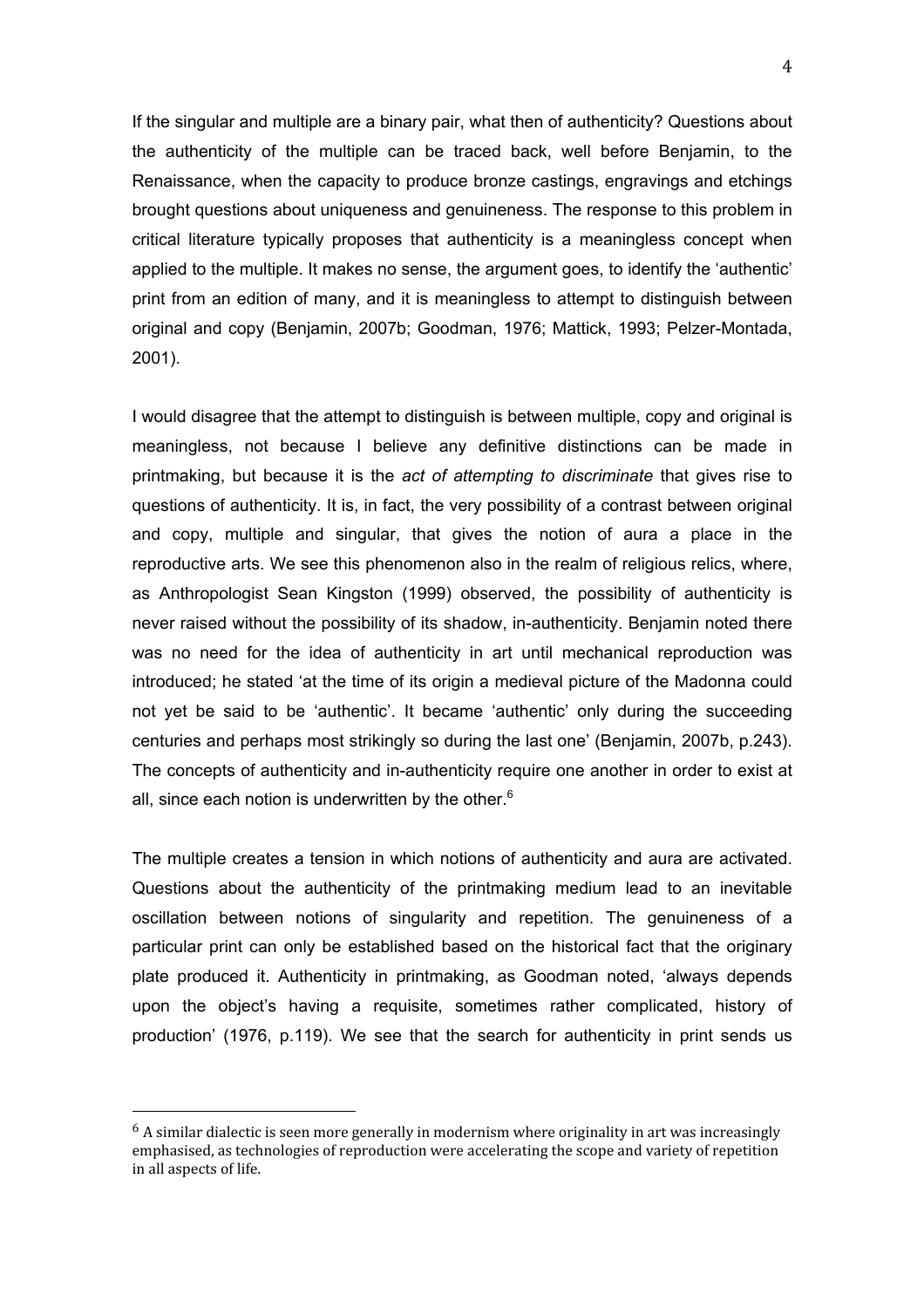If the singular and multiple are a binary pair, what then of authenticity? Questions about the authenticity of the multiple can be traced back, well before Benjamin, to the Renaissance, when the capacity to produce bronze castings, engravings and etchings brought questions about uniqueness and genuineness. The response to this problem in critical literature typically proposes that authenticity is a meaningless concept when applied to the multiple. It makes no sense, the argument goes, to identify the 'authentic' print from an edition of many, and it is meaningless to attempt to distinguish between original and copy (Benjamin, 2007b; Goodman, 1976; Mattick, 1993; Pelzer-Montada, 2001).

I would disagree that the attempt to distinguish is between multiple, copy and original is meaningless, not because I believe any definitive distinctions can be made in printmaking, but because it is the *act of attempting to discriminate* that gives rise to questions of authenticity. It is, in fact, the very possibility of a contrast between original and copy, multiple and singular, that gives the notion of aura a place in the reproductive arts. We see this phenomenon also in the realm of religious relics, where, as Anthropologist Sean Kingston (1999) observed, the possibility of authenticity is never raised without the possibility of its shadow, in-authenticity. Benjamin noted there was no need for the idea of authenticity in art until mechanical reproduction was introduced; he stated 'at the time of its origin a medieval picture of the Madonna could not yet be said to be 'authentic'. It became 'authentic' only during the succeeding centuries and perhaps most strikingly so during the last one' (Benjamin, 2007b, p.243). The concepts of authenticity and in-authenticity require one another in order to exist at all, since each notion is underwritten by the other.[6]

The multiple creates a tension in which notions of authenticity and aura are activated. Questions about the authenticity of the printmaking medium lead to an inevitable oscillation between notions of singularity and repetition. The genuineness of a particular print can only be established based on the historical fact that the originary plate produced it. Authenticity in printmaking, as Goodman noted, 'always depends upon the object's having a requisite, sometimes rather complicated, history of production' (1976, p.119). We see that the search for authenticity in print sends us

[6] A similar dialectic is seen more generally in modernism where originality in art was increasingly emphasised, as technologies of reproduction were accelerating the scope and variety of repetition in all aspects of life.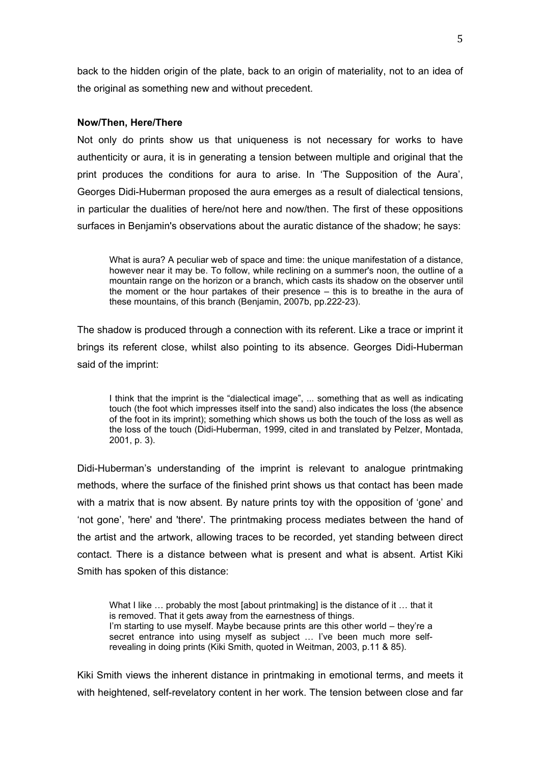back to the hidden origin of the plate, back to an origin of materiality, not to an idea of the original as something new and without precedent.

**Now/Then, Here/There**

Not only do prints show us that uniqueness is not necessary for works to have authenticity or aura, it is in generating a tension between multiple and original that the print produces the conditions for aura to arise. In 'The Supposition of the Aura', Georges Didi-Huberman proposed the aura emerges as a result of dialectical tensions, in particular the dualities of here/not here and now/then. The first of these oppositions surfaces in Benjamin's observations about the auratic distance of the shadow; he says:

> What is aura? A peculiar web of space and time: the unique manifestation of a distance, however near it may be. To follow, while reclining on a summer's noon, the outline of a mountain range on the horizon or a branch, which casts its shadow on the observer until the moment or the hour partakes of their presence – this is to breathe in the aura of these mountains, of this branch (Benjamin, 2007b, pp.222-23).

The shadow is produced through a connection with its referent. Like a trace or imprint it brings its referent close, whilst also pointing to its absence. Georges Didi-Huberman said of the imprint:

> I think that the imprint is the "dialectical image", ... something that as well as indicating touch (the foot which impresses itself into the sand) also indicates the loss (the absence of the foot in its imprint); something which shows us both the touch of the loss as well as the loss of the touch (Didi-Huberman, 1999, cited in and translated by Pelzer, Montada, 2001, p. 3).

Didi-Huberman's understanding of the imprint is relevant to analogue printmaking methods, where the surface of the finished print shows us that contact has been made with a matrix that is now absent. By nature prints toy with the opposition of 'gone' and 'not gone', 'here' and 'there'. The printmaking process mediates between the hand of the artist and the artwork, allowing traces to be recorded, yet standing between direct contact. There is a distance between what is present and what is absent. Artist Kiki Smith has spoken of this distance:

> What I like … probably the most [about printmaking] is the distance of it … that it is removed. That it gets away from the earnestness of things.
> I'm starting to use myself. Maybe because prints are this other world – they're a secret entrance into using myself as subject … I've been much more self-revealing in doing prints (Kiki Smith, quoted in Weitman, 2003, p.11 & 85).

Kiki Smith views the inherent distance in printmaking in emotional terms, and meets it with heightened, self-revelatory content in her work. The tension between close and far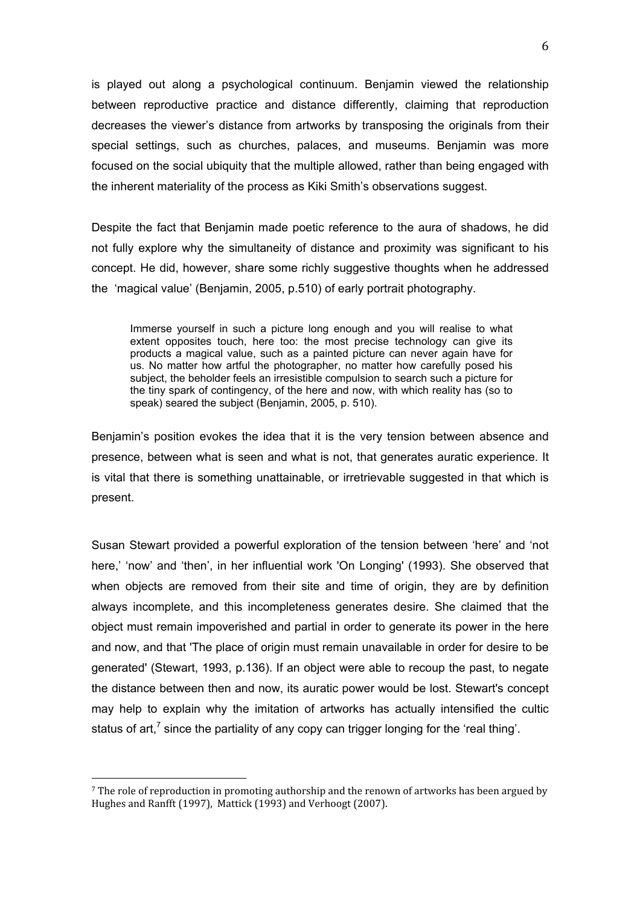is played out along a psychological continuum. Benjamin viewed the relationship between reproductive practice and distance differently, claiming that reproduction decreases the viewer's distance from artworks by transposing the originals from their special settings, such as churches, palaces, and museums. Benjamin was more focused on the social ubiquity that the multiple allowed, rather than being engaged with the inherent materiality of the process as Kiki Smith's observations suggest.

Despite the fact that Benjamin made poetic reference to the aura of shadows, he did not fully explore why the simultaneity of distance and proximity was significant to his concept. He did, however, share some richly suggestive thoughts when he addressed the 'magical value' (Benjamin, 2005, p.510) of early portrait photography.

> Immerse yourself in such a picture long enough and you will realise to what extent opposites touch, here too: the most precise technology can give its products a magical value, such as a painted picture can never again have for us. No matter how artful the photographer, no matter how carefully posed his subject, the beholder feels an irresistible compulsion to search such a picture for the tiny spark of contingency, of the here and now, with which reality has (so to speak) seared the subject (Benjamin, 2005, p. 510).

Benjamin's position evokes the idea that it is the very tension between absence and presence, between what is seen and what is not, that generates auratic experience. It is vital that there is something unattainable, or irretrievable suggested in that which is present.

Susan Stewart provided a powerful exploration of the tension between 'here' and 'not here,' 'now' and 'then', in her influential work 'On Longing' (1993). She observed that when objects are removed from their site and time of origin, they are by definition always incomplete, and this incompleteness generates desire. She claimed that the object must remain impoverished and partial in order to generate its power in the here and now, and that 'The place of origin must remain unavailable in order for desire to be generated' (Stewart, 1993, p.136). If an object were able to recoup the past, to negate the distance between then and now, its auratic power would be lost. Stewart's concept may help to explain why the imitation of artworks has actually intensified the cultic status of art,[7] since the partiality of any copy can trigger longing for the 'real thing'.

---

[7] The role of reproduction in promoting authorship and the renown of artworks has been argued by Hughes and Ranfft (1997), Mattick (1993) and Verhoogt (2007).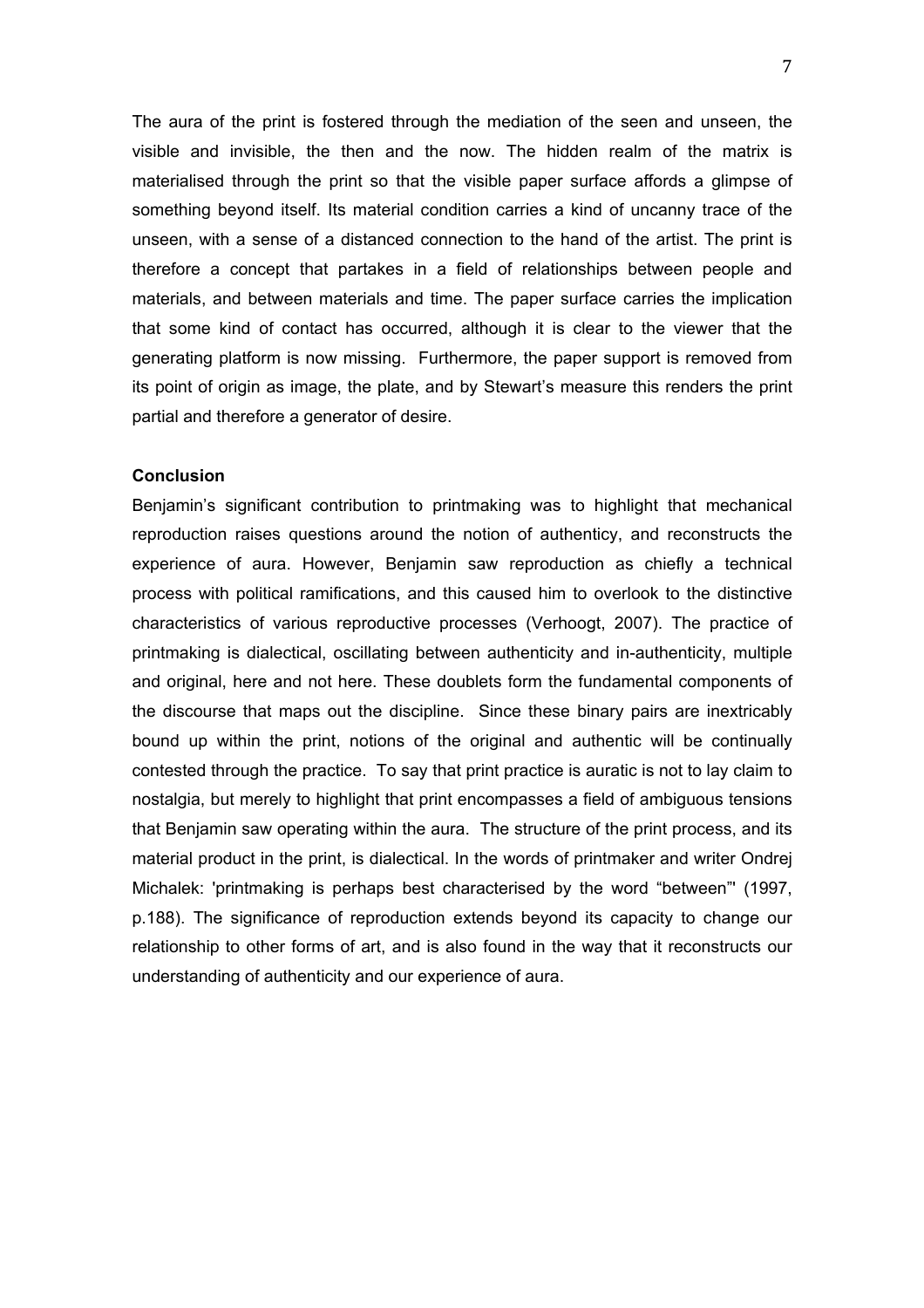The aura of the print is fostered through the mediation of the seen and unseen, the visible and invisible, the then and the now. The hidden realm of the matrix is materialised through the print so that the visible paper surface affords a glimpse of something beyond itself. Its material condition carries a kind of uncanny trace of the unseen, with a sense of a distanced connection to the hand of the artist. The print is therefore a concept that partakes in a field of relationships between people and materials, and between materials and time. The paper surface carries the implication that some kind of contact has occurred, although it is clear to the viewer that the generating platform is now missing. Furthermore, the paper support is removed from its point of origin as image, the plate, and by Stewart's measure this renders the print partial and therefore a generator of desire.

**Conclusion**

Benjamin's significant contribution to printmaking was to highlight that mechanical reproduction raises questions around the notion of authenticy, and reconstructs the experience of aura. However, Benjamin saw reproduction as chiefly a technical process with political ramifications, and this caused him to overlook to the distinctive characteristics of various reproductive processes (Verhoogt, 2007). The practice of printmaking is dialectical, oscillating between authenticity and in-authenticity, multiple and original, here and not here. These doublets form the fundamental components of the discourse that maps out the discipline. Since these binary pairs are inextricably bound up within the print, notions of the original and authentic will be continually contested through the practice. To say that print practice is auratic is not to lay claim to nostalgia, but merely to highlight that print encompasses a field of ambiguous tensions that Benjamin saw operating within the aura. The structure of the print process, and its material product in the print, is dialectical. In the words of printmaker and writer Ondrej Michalek: 'printmaking is perhaps best characterised by the word "between"' (1997, p.188). The significance of reproduction extends beyond its capacity to change our relationship to other forms of art, and is also found in the way that it reconstructs our understanding of authenticity and our experience of aura.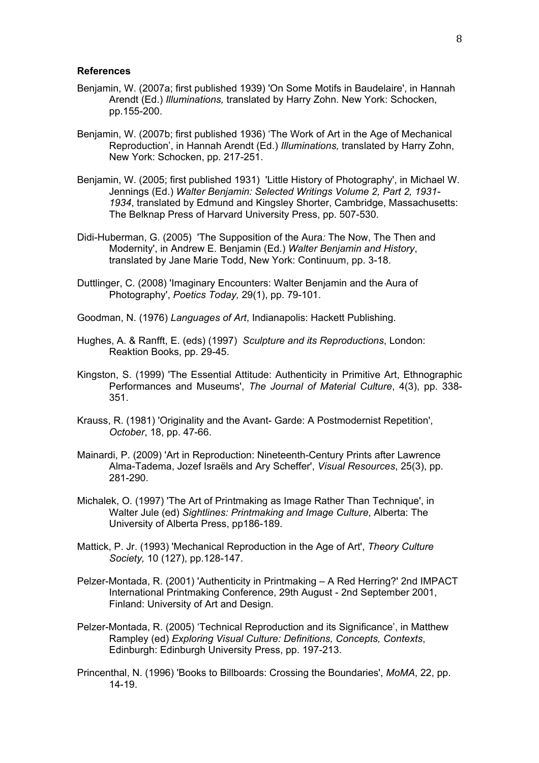**References**

Benjamin, W. (2007a; first published 1939) 'On Some Motifs in Baudelaire', in Hannah Arendt (Ed.) *Illuminations,* translated by Harry Zohn. New York: Schocken, pp.155-200.

Benjamin, W. (2007b; first published 1936) 'The Work of Art in the Age of Mechanical Reproduction', in Hannah Arendt (Ed.) *Illuminations,* translated by Harry Zohn, New York: Schocken, pp. 217-251.

Benjamin, W. (2005; first published 1931) 'Little History of Photography', in Michael W. Jennings (Ed.) *Walter Benjamin: Selected Writings Volume 2, Part 2, 1931-1934*, translated by Edmund and Kingsley Shorter, Cambridge, Massachusetts: The Belknap Press of Harvard University Press, pp. 507-530.

Didi-Huberman, G. (2005) 'The Supposition of the Aura*:* The Now, The Then and Modernity', in Andrew E. Benjamin (Ed.) *Walter Benjamin and History*, translated by Jane Marie Todd, New York: Continuum, pp. 3-18.

Duttlinger, C. (2008) 'Imaginary Encounters: Walter Benjamin and the Aura of Photography', *Poetics Today,* 29(1), pp. 79-101.

Goodman, N. (1976) *Languages of Art*, Indianapolis: Hackett Publishing.

Hughes, A. & Ranfft, E. (eds) (1997) *Sculpture and its Reproductions*, London: Reaktion Books, pp. 29-45.

Kingston, S. (1999) 'The Essential Attitude: Authenticity in Primitive Art, Ethnographic Performances and Museums', *The Journal of Material Culture*, 4(3), pp. 338-351.

Krauss, R. (1981) 'Originality and the Avant- Garde: A Postmodernist Repetition', *October*, 18, pp. 47-66.

Mainardi, P. (2009) 'Art in Reproduction: Nineteenth-Century Prints after Lawrence Alma-Tadema, Jozef Israëls and Ary Scheffer', *Visual Resources*, 25(3), pp. 281-290.

Michalek, O. (1997) 'The Art of Printmaking as Image Rather Than Technique', in Walter Jule (ed) *Sightlines: Printmaking and Image Culture*, Alberta: The University of Alberta Press, pp186-189.

Mattick, P. Jr. (1993) 'Mechanical Reproduction in the Age of Art', *Theory Culture Society,* 10 (127), pp.128-147.

Pelzer-Montada, R. (2001) 'Authenticity in Printmaking – A Red Herring?' 2nd IMPACT International Printmaking Conference, 29th August - 2nd September 2001, Finland: University of Art and Design.

Pelzer-Montada, R. (2005) 'Technical Reproduction and its Significance', in Matthew Rampley (ed) *Exploring Visual Culture: Definitions, Concepts, Contexts*, Edinburgh: Edinburgh University Press, pp. 197-213.

Princenthal, N. (1996) 'Books to Billboards: Crossing the Boundaries', *MoMA*, 22, pp. 14-19.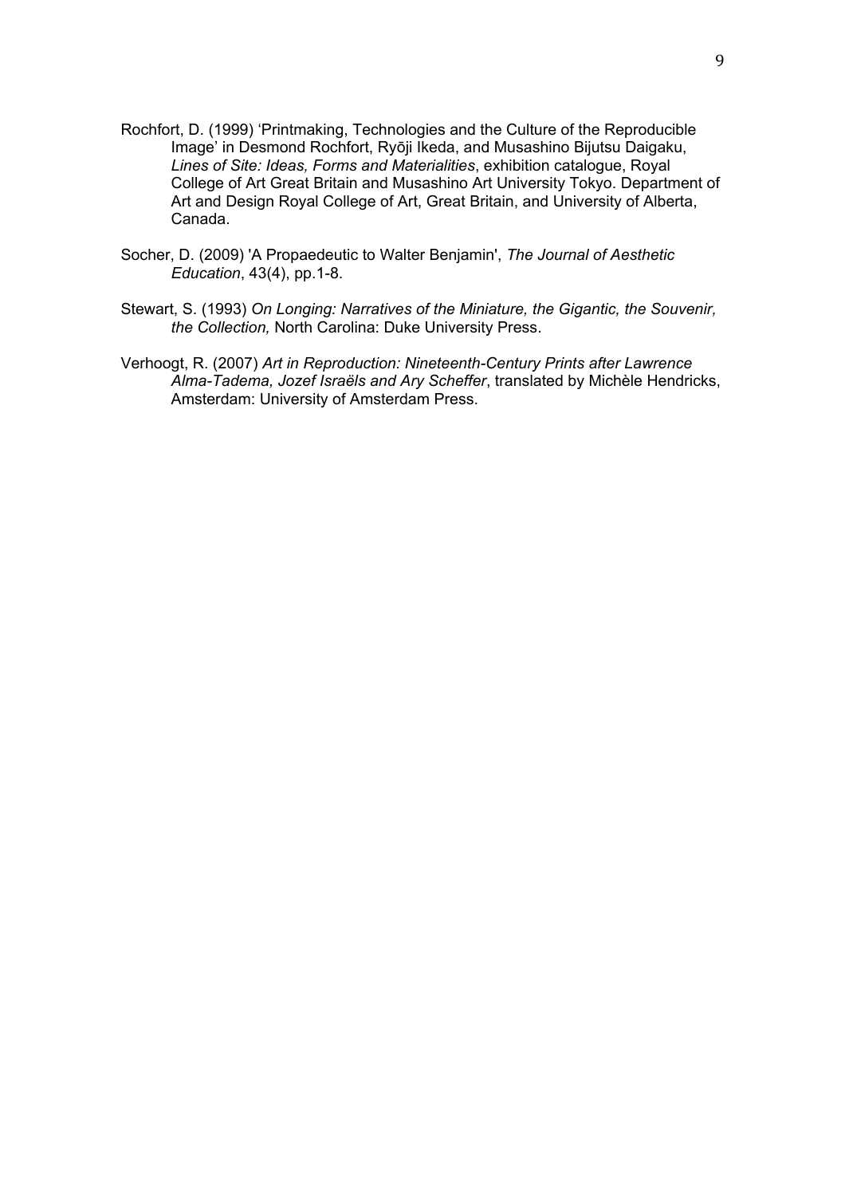Rochfort, D. (1999) 'Printmaking, Technologies and the Culture of the Reproducible Image' in Desmond Rochfort, Ryōji Ikeda, and Musashino Bijutsu Daigaku, *Lines of Site: Ideas, Forms and Materialities*, exhibition catalogue, Royal College of Art Great Britain and Musashino Art University Tokyo. Department of Art and Design Royal College of Art, Great Britain, and University of Alberta, Canada.

Socher, D. (2009) 'A Propaedeutic to Walter Benjamin', *The Journal of Aesthetic Education*, 43(4), pp.1-8.

Stewart, S. (1993) *On Longing: Narratives of the Miniature, the Gigantic, the Souvenir, the Collection,* North Carolina: Duke University Press.

Verhoogt, R. (2007) *Art in Reproduction: Nineteenth-Century Prints after Lawrence Alma-Tadema, Jozef Israëls and Ary Scheffer*, translated by Michèle Hendricks, Amsterdam: University of Amsterdam Press.